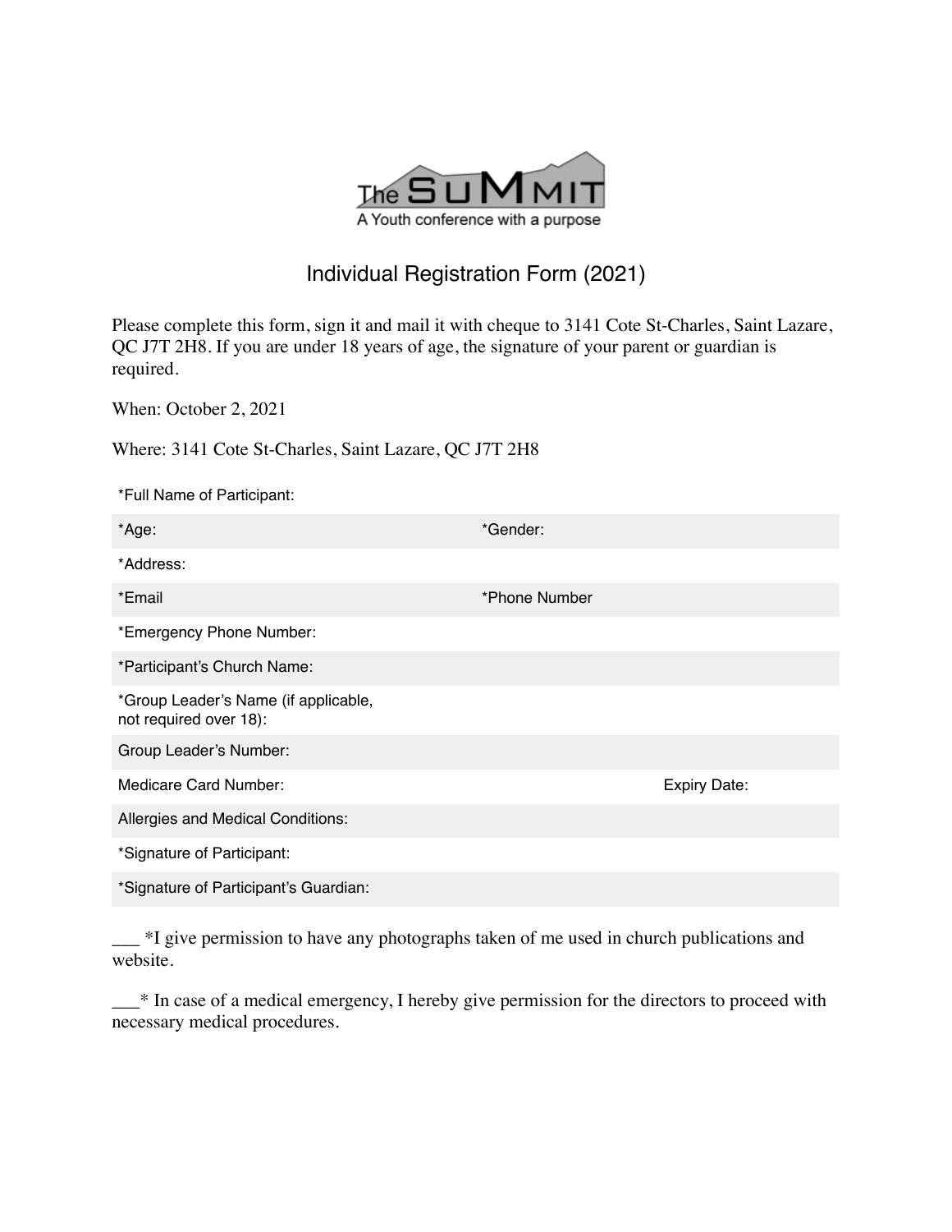The SuMMIT

A Youth conference with a purpose

# Individual Registration Form (2021)

Please complete this form, sign it and mail it with cheque to 3141 Cote St-Charles, Saint Lazare, QC J7T 2H8. If you are under 18 years of age, the signature of your parent or guardian is required.

When: October 2, 2021

Where: 3141 Cote St-Charles, Saint Lazare, QC J7T 2H8

| | | | |
|---|---|---|---|
| *Full Name of Participant: | | | |
| *Age: | *Gender: | | |
| *Address: | | | |
| *Email | *Phone Number | | |
| *Emergency Phone Number: | | | |
| *Participant's Church Name: | | | |
| *Group Leader's Name (if applicable, not required over 18): | | | |
| Group Leader's Number: | | | |
| Medicare Card Number: | | Expiry Date: | |
| Allergies and Medical Conditions: | | | |
| *Signature of Participant: | | | |
| *Signature of Participant's Guardian: | | | |

___ *I give permission to have any photographs taken of me used in church publications and website.

___* In case of a medical emergency, I hereby give permission for the directors to proceed with necessary medical procedures.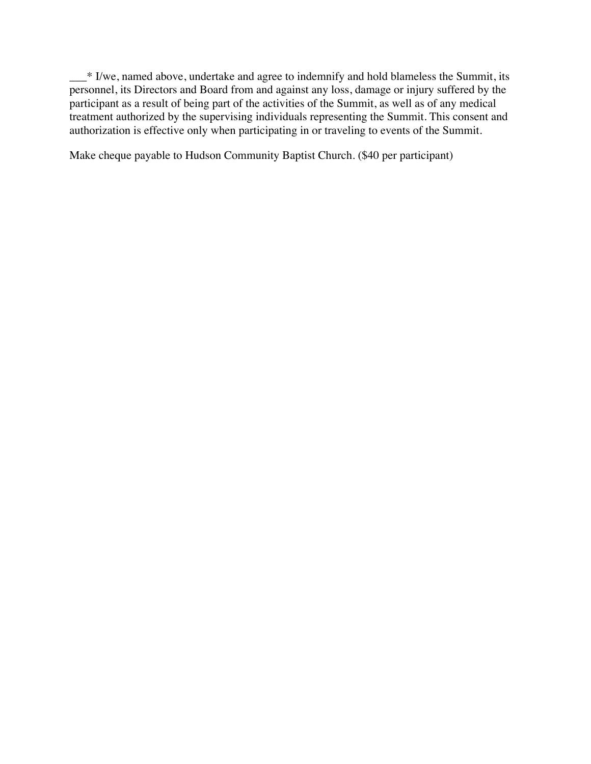___* I/we, named above, undertake and agree to indemnify and hold blameless the Summit, its personnel, its Directors and Board from and against any loss, damage or injury suffered by the participant as a result of being part of the activities of the Summit, as well as of any medical treatment authorized by the supervising individuals representing the Summit. This consent and authorization is effective only when participating in or traveling to events of the Summit.

Make cheque payable to Hudson Community Baptist Church. ($40 per participant)